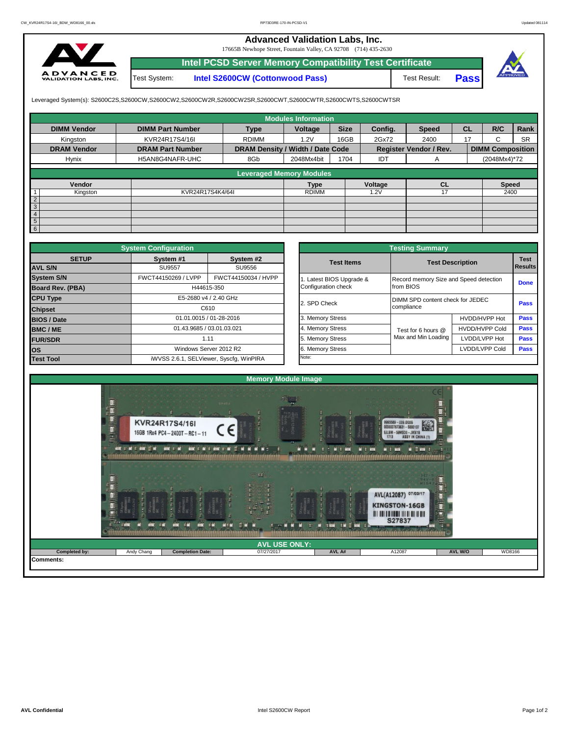# Advanced Validation Labs, Inc.

17665B Newhope Street, Fountain Valley, CA 92708 (714) 435-2630

## Intel PCSD Server Memory Compatibility Test Certificate

| Test System: | Intel S2600CW (Cottonwood Pass) | Test Result: | Pass |
|---|---|---|---|

Leveraged System(s): S2600C2S,S2600CW,S2600CW2,S2600CW2R,S2600CW2SR,S2600CWT,S2600CWTR,S2600CWTS,S2600CWTSR

### Modules Information

| DIMM Vendor | DIMM Part Number | Type | Voltage | Size | Config. | Speed | CL | R/C | Rank |
|---|---|---|---|---|---|---|---|---|---|
| Kingston | KVR24R17S4/16I | RDIMM | 1.2V | 16GB | 2Gx72 | 2400 | 17 | C | SR |
| **DRAM Vendor** | **DRAM Part Number** | **DRAM Density / Width / Date Code** | | | **Register Vendor / Rev.** | | **DIMM Composition** | | |
| Hynix | H5AN8G4NAFR-UHC | 8Gb | 2048Mx4bit | 1704 | IDT | A | (2048Mx4)*72 | | |

### Leveraged Memory Modules

| | Vendor | | Type | Voltage | CL | Speed |
|---|---|---|---|---|---|---|
| 1 | Kingston | KVR24R17S4K4/64I | RDIMM | 1.2V | 17 | 2400 |
| 2 | | | | | | |
| 3 | | | | | | |
| 4 | | | | | | |
| 5 | | | | | | |
| 6 | | | | | | |

### System Configuration

| SETUP | System #1 | System #2 |
|---|---|---|
| AVL S/N | SU9557 | SU9556 |
| System S/N | FWCT44150269 / LVPP | FWCT44150034 / HVPP |
| Board Rev. (PBA) | H44615-350 | |
| CPU Type | E5-2680 v4 / 2.40 GHz | |
| Chipset | C610 | |
| BIOS / Date | 01.01.0015 / 01-28-2016 | |
| BMC / ME | 01.43.9685 / 03.01.03.021 | |
| FUR/SDR | 1.11 | |
| OS | Windows Server 2012 R2 | |
| Test Tool | iWVSS 2.6.1, SELViewer, Syscfg, WinPIRA | |

### Testing Summary

| Test Items | Test Description | | Test Results |
|---|---|---|---|
| 1. Latest BIOS Upgrade & Configuration check | Record memory Size and Speed detection from BIOS | | Done |
| 2. SPD Check | DIMM SPD content check for JEDEC compliance | | Pass |
| 3. Memory Stress | Test for 6 hours @ Max and Min Loading | HVDD/HVPP Hot | Pass |
| 4. Memory Stress | | HVDD/HVPP Cold | Pass |
| 5. Memory Stress | | LVDD/LVPP Hot | Pass |
| 6. Memory Stress | | LVDD/LVPP Cold | Pass |

Note:

### Memory Module Image

### AVL USE ONLY:

| Completed by: | Andy Chang | Completion Date: | 07/27/2017 | AVL A#: | A12087 | AVL W/O | WD8166 |
|---|---|---|---|---|---|---|---|

Comments: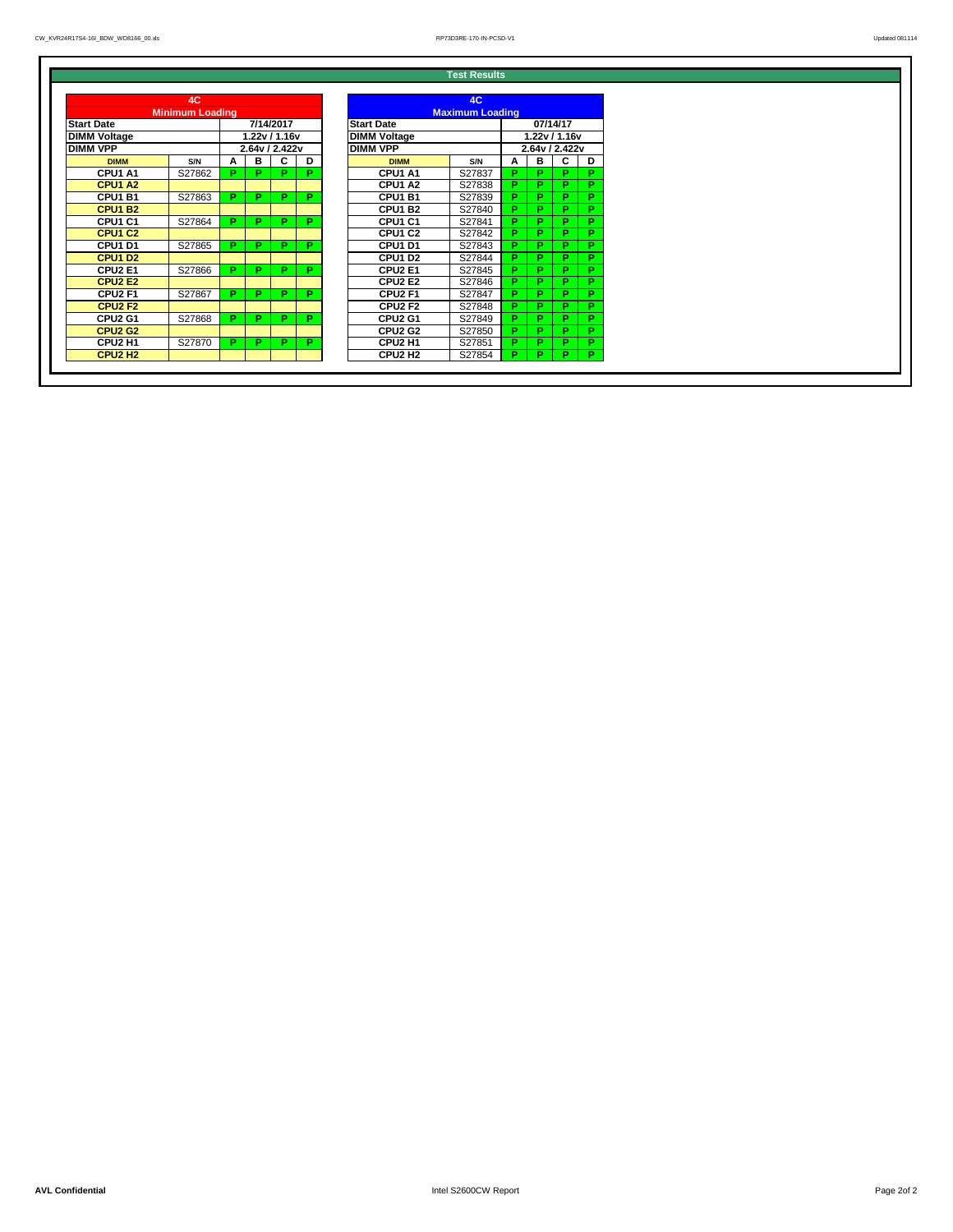## Test Results

| 4C Minimum Loading | | | | | |
|---|---|---|---|---|---|
| **Start Date** | | 7/14/2017 | | | |
| **DIMM Voltage** | | 1.22v / 1.16v | | | |
| **DIMM VPP** | | 2.64v / 2.422v | | | |
| **DIMM** | **S/N** | **A** | **B** | **C** | **D** |
| CPU1 A1 | S27862 | P | P | P | P |
| CPU1 A2 | | | | | |
| CPU1 B1 | S27863 | P | P | P | P |
| CPU1 B2 | | | | | |
| CPU1 C1 | S27864 | P | P | P | P |
| CPU1 C2 | | | | | |
| CPU1 D1 | S27865 | P | P | P | P |
| CPU1 D2 | | | | | |
| CPU2 E1 | S27866 | P | P | P | P |
| CPU2 E2 | | | | | |
| CPU2 F1 | S27867 | P | P | P | P |
| CPU2 F2 | | | | | |
| CPU2 G1 | S27868 | P | P | P | P |
| CPU2 G2 | | | | | |
| CPU2 H1 | S27870 | P | P | P | P |
| CPU2 H2 | | | | | |

| 4C Maximum Loading | | | | | |
|---|---|---|---|---|---|
| **Start Date** | | 07/14/17 | | | |
| **DIMM Voltage** | | 1.22v / 1.16v | | | |
| **DIMM VPP** | | 2.64v / 2.422v | | | |
| **DIMM** | **S/N** | **A** | **B** | **C** | **D** |
| CPU1 A1 | S27837 | P | P | P | P |
| CPU1 A2 | S27838 | P | P | P | P |
| CPU1 B1 | S27839 | P | P | P | P |
| CPU1 B2 | S27840 | P | P | P | P |
| CPU1 C1 | S27841 | P | P | P | P |
| CPU1 C2 | S27842 | P | P | P | P |
| CPU1 D1 | S27843 | P | P | P | P |
| CPU1 D2 | S27844 | P | P | P | P |
| CPU2 E1 | S27845 | P | P | P | P |
| CPU2 E2 | S27846 | P | P | P | P |
| CPU2 F1 | S27847 | P | P | P | P |
| CPU2 F2 | S27848 | P | P | P | P |
| CPU2 G1 | S27849 | P | P | P | P |
| CPU2 G2 | S27850 | P | P | P | P |
| CPU2 H1 | S27851 | P | P | P | P |
| CPU2 H2 | S27854 | P | P | P | P |